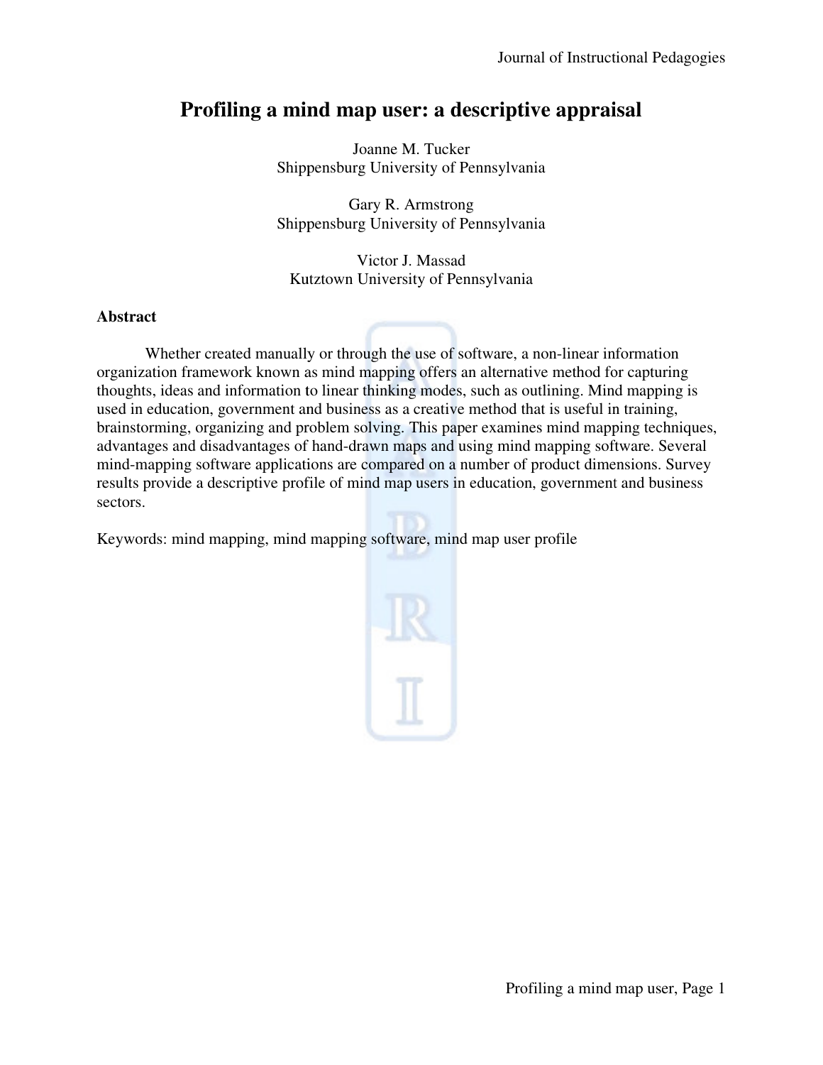# Profiling a mind map user: a descriptive appraisal

Joanne M. Tucker
Shippensburg University of Pennsylvania

Gary R. Armstrong
Shippensburg University of Pennsylvania

Victor J. Massad
Kutztown University of Pennsylvania

## Abstract

Whether created manually or through the use of software, a non-linear information organization framework known as mind mapping offers an alternative method for capturing thoughts, ideas and information to linear thinking modes, such as outlining. Mind mapping is used in education, government and business as a creative method that is useful in training, brainstorming, organizing and problem solving. This paper examines mind mapping techniques, advantages and disadvantages of hand-drawn maps and using mind mapping software. Several mind-mapping software applications are compared on a number of product dimensions. Survey results provide a descriptive profile of mind map users in education, government and business sectors.

Keywords: mind mapping, mind mapping software, mind map user profile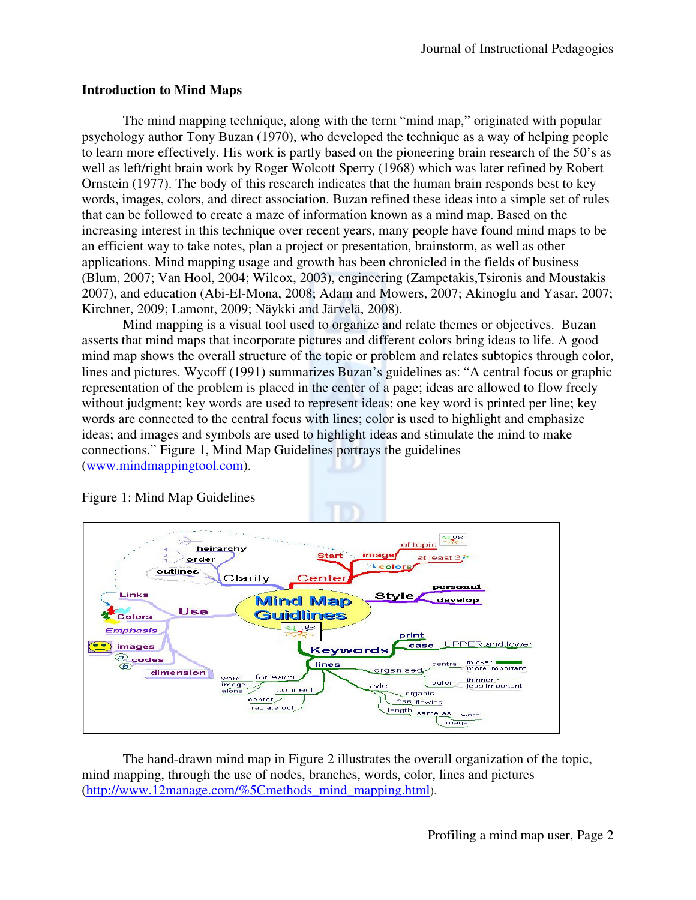## Introduction to Mind Maps

The mind mapping technique, along with the term "mind map," originated with popular psychology author Tony Buzan (1970), who developed the technique as a way of helping people to learn more effectively. His work is partly based on the pioneering brain research of the 50's as well as left/right brain work by Roger Wolcott Sperry (1968) which was later refined by Robert Ornstein (1977). The body of this research indicates that the human brain responds best to key words, images, colors, and direct association. Buzan refined these ideas into a simple set of rules that can be followed to create a maze of information known as a mind map. Based on the increasing interest in this technique over recent years, many people have found mind maps to be an efficient way to take notes, plan a project or presentation, brainstorm, as well as other applications. Mind mapping usage and growth has been chronicled in the fields of business (Blum, 2007; Van Hool, 2004; Wilcox, 2003), engineering (Zampetakis,Tsironis and Moustakis 2007), and education (Abi-El-Mona, 2008; Adam and Mowers, 2007; Akinoglu and Yasar, 2007; Kirchner, 2009; Lamont, 2009; Näykki and Järvelä, 2008).

Mind mapping is a visual tool used to organize and relate themes or objectives. Buzan asserts that mind maps that incorporate pictures and different colors bring ideas to life. A good mind map shows the overall structure of the topic or problem and relates subtopics through color, lines and pictures. Wycoff (1991) summarizes Buzan's guidelines as: "A central focus or graphic representation of the problem is placed in the center of a page; ideas are allowed to flow freely without judgment; key words are used to represent ideas; one key word is printed per line; key words are connected to the central focus with lines; color is used to highlight and emphasize ideas; and images and symbols are used to highlight ideas and stimulate the mind to make connections." Figure 1, Mind Map Guidelines portrays the guidelines (www.mindmappingtool.com).

Figure 1: Mind Map Guidelines

The hand-drawn mind map in Figure 2 illustrates the overall organization of the topic, mind mapping, through the use of nodes, branches, words, color, lines and pictures (http://www.12manage.com/%5Cmethods_mind_mapping.html).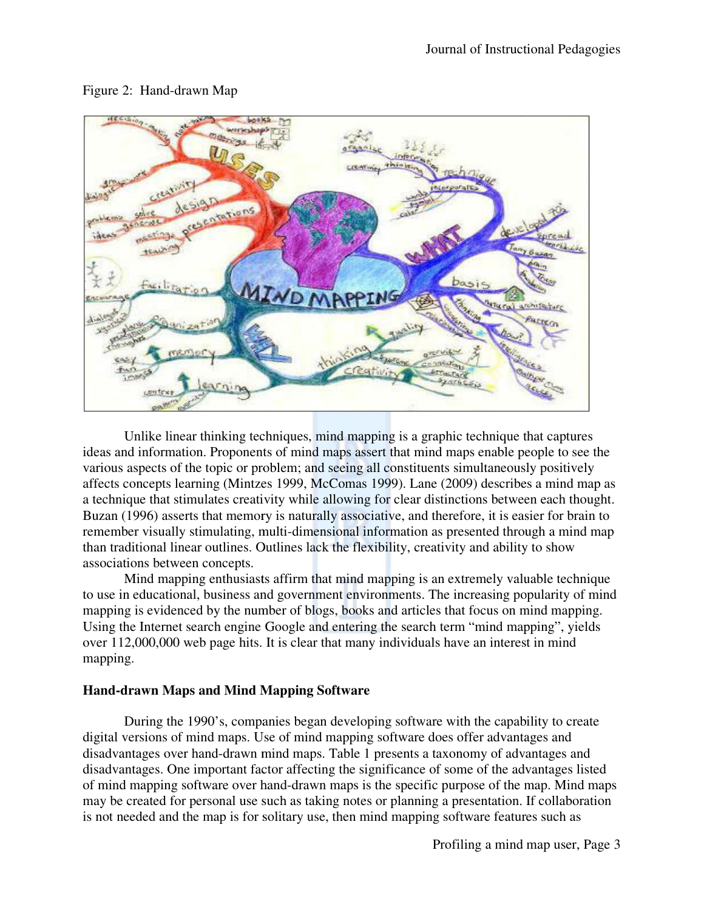Figure 2: Hand-drawn Map

Unlike linear thinking techniques, mind mapping is a graphic technique that captures ideas and information. Proponents of mind maps assert that mind maps enable people to see the various aspects of the topic or problem; and seeing all constituents simultaneously positively affects concepts learning (Mintzes 1999, McComas 1999). Lane (2009) describes a mind map as a technique that stimulates creativity while allowing for clear distinctions between each thought. Buzan (1996) asserts that memory is naturally associative, and therefore, it is easier for brain to remember visually stimulating, multi-dimensional information as presented through a mind map than traditional linear outlines. Outlines lack the flexibility, creativity and ability to show associations between concepts.

Mind mapping enthusiasts affirm that mind mapping is an extremely valuable technique to use in educational, business and government environments. The increasing popularity of mind mapping is evidenced by the number of blogs, books and articles that focus on mind mapping. Using the Internet search engine Google and entering the search term "mind mapping", yields over 112,000,000 web page hits. It is clear that many individuals have an interest in mind mapping.

**Hand-drawn Maps and Mind Mapping Software**

During the 1990's, companies began developing software with the capability to create digital versions of mind maps. Use of mind mapping software does offer advantages and disadvantages over hand-drawn mind maps. Table 1 presents a taxonomy of advantages and disadvantages. One important factor affecting the significance of some of the advantages listed of mind mapping software over hand-drawn maps is the specific purpose of the map. Mind maps may be created for personal use such as taking notes or planning a presentation. If collaboration is not needed and the map is for solitary use, then mind mapping software features such as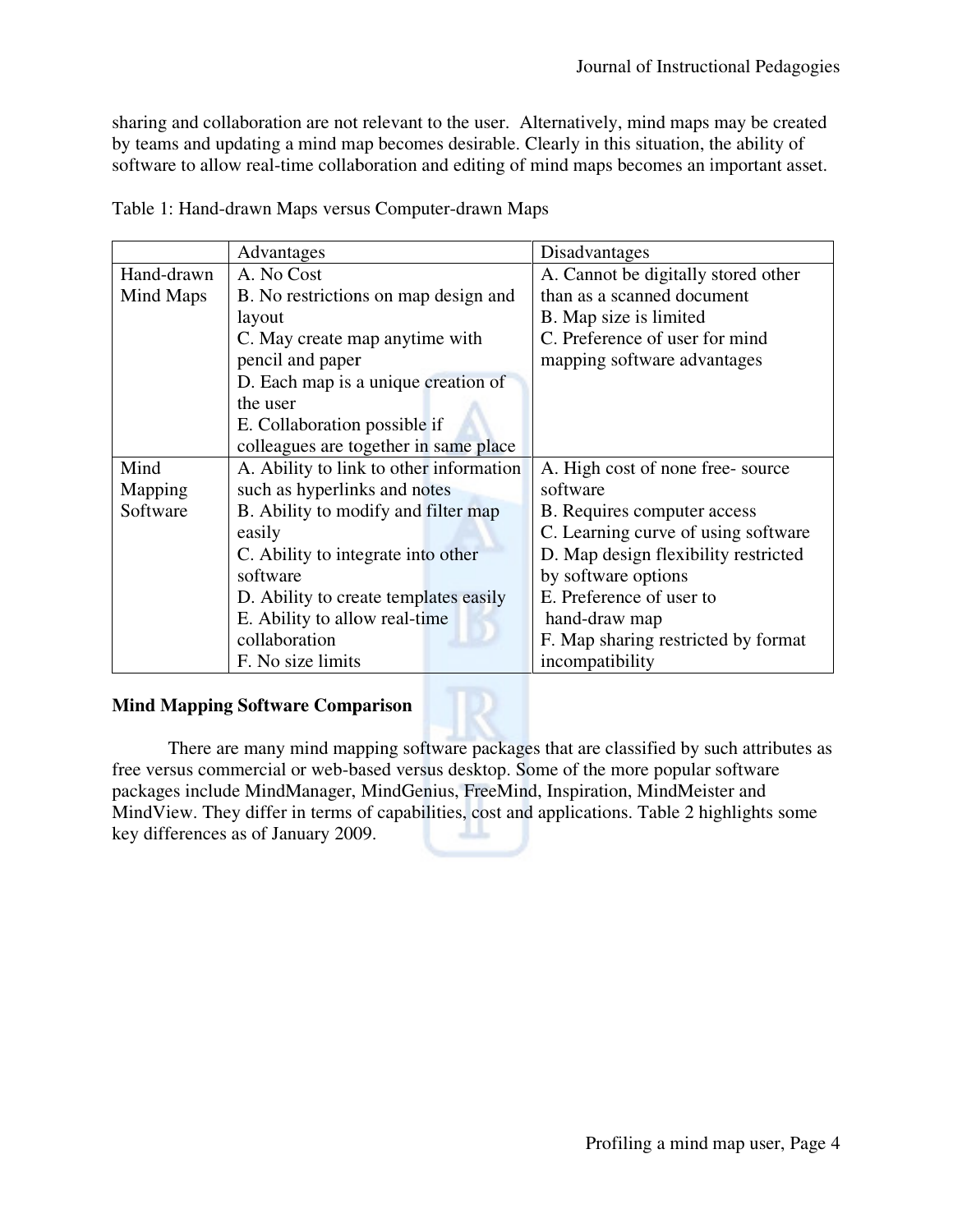sharing and collaboration are not relevant to the user. Alternatively, mind maps may be created by teams and updating a mind map becomes desirable. Clearly in this situation, the ability of software to allow real-time collaboration and editing of mind maps becomes an important asset.

Table 1: Hand-drawn Maps versus Computer-drawn Maps

| | Advantages | Disadvantages |
|---|---|---|
| Hand-drawn Mind Maps | A. No Cost<br>B. No restrictions on map design and layout<br>C. May create map anytime with pencil and paper<br>D. Each map is a unique creation of the user<br>E. Collaboration possible if colleagues are together in same place | A. Cannot be digitally stored other than as a scanned document<br>B. Map size is limited<br>C. Preference of user for mind mapping software advantages |
| Mind Mapping Software | A. Ability to link to other information such as hyperlinks and notes<br>B. Ability to modify and filter map easily<br>C. Ability to integrate into other software<br>D. Ability to create templates easily<br>E. Ability to allow real-time collaboration<br>F. No size limits | A. High cost of none free- source software<br>B. Requires computer access<br>C. Learning curve of using software<br>D. Map design flexibility restricted by software options<br>E. Preference of user to hand-draw map<br>F. Map sharing restricted by format incompatibility |

**Mind Mapping Software Comparison**

There are many mind mapping software packages that are classified by such attributes as free versus commercial or web-based versus desktop. Some of the more popular software packages include MindManager, MindGenius, FreeMind, Inspiration, MindMeister and MindView. They differ in terms of capabilities, cost and applications. Table 2 highlights some key differences as of January 2009.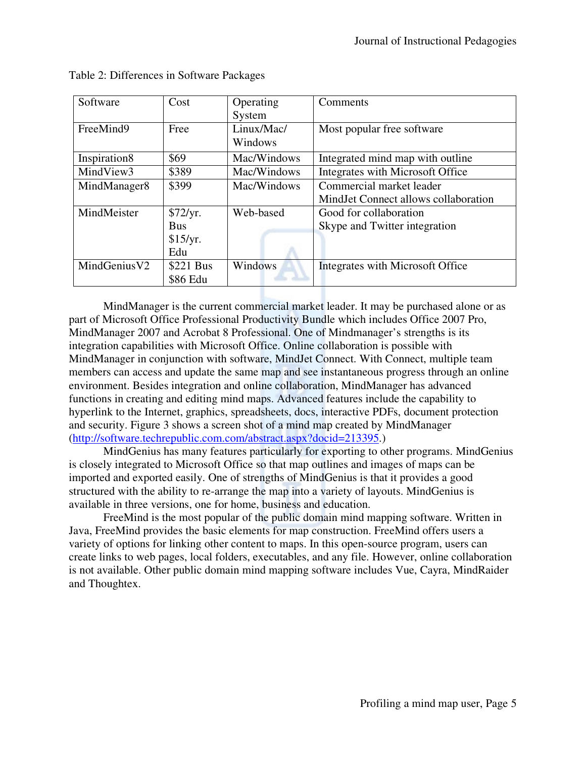Table 2: Differences in Software Packages

| Software | Cost | Operating System | Comments |
|---|---|---|---|
| FreeMind9 | Free | Linux/Mac/ Windows | Most popular free software |
| Inspiration8 | $69 | Mac/Windows | Integrated mind map with outline |
| MindView3 | $389 | Mac/Windows | Integrates with Microsoft Office |
| MindManager8 | $399 | Mac/Windows | Commercial market leader MindJet Connect allows collaboration |
| MindMeister | $72/yr. Bus $15/yr. Edu | Web-based | Good for collaboration Skype and Twitter integration |
| MindGeniusV2 | $221 Bus $86 Edu | Windows | Integrates with Microsoft Office |

MindManager is the current commercial market leader. It may be purchased alone or as part of Microsoft Office Professional Productivity Bundle which includes Office 2007 Pro, MindManager 2007 and Acrobat 8 Professional. One of Mindmanager's strengths is its integration capabilities with Microsoft Office. Online collaboration is possible with MindManager in conjunction with software, MindJet Connect. With Connect, multiple team members can access and update the same map and see instantaneous progress through an online environment. Besides integration and online collaboration, MindManager has advanced functions in creating and editing mind maps. Advanced features include the capability to hyperlink to the Internet, graphics, spreadsheets, docs, interactive PDFs, document protection and security. Figure 3 shows a screen shot of a mind map created by MindManager (http://software.techrepublic.com.com/abstract.aspx?docid=213395.)

MindGenius has many features particularly for exporting to other programs. MindGenius is closely integrated to Microsoft Office so that map outlines and images of maps can be imported and exported easily. One of strengths of MindGenius is that it provides a good structured with the ability to re-arrange the map into a variety of layouts. MindGenius is available in three versions, one for home, business and education.

FreeMind is the most popular of the public domain mind mapping software. Written in Java, FreeMind provides the basic elements for map construction. FreeMind offers users a variety of options for linking other content to maps. In this open-source program, users can create links to web pages, local folders, executables, and any file. However, online collaboration is not available. Other public domain mind mapping software includes Vue, Cayra, MindRaider and Thoughtex.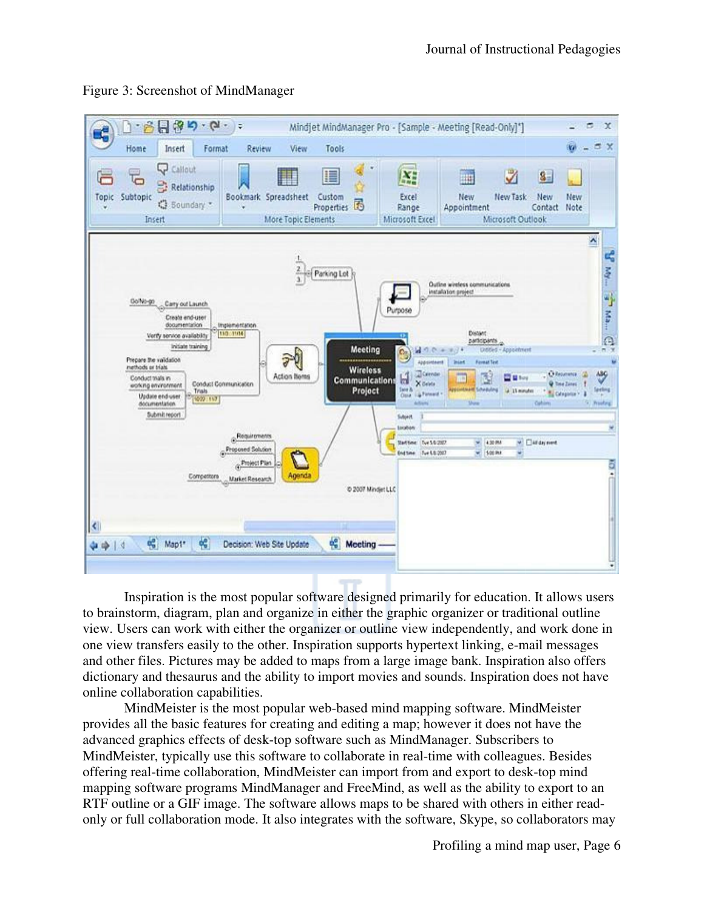Figure 3: Screenshot of MindManager

Inspiration is the most popular software designed primarily for education. It allows users to brainstorm, diagram, plan and organize in either the graphic organizer or traditional outline view. Users can work with either the organizer or outline view independently, and work done in one view transfers easily to the other. Inspiration supports hypertext linking, e-mail messages and other files. Pictures may be added to maps from a large image bank. Inspiration also offers dictionary and thesaurus and the ability to import movies and sounds. Inspiration does not have online collaboration capabilities.

MindMeister is the most popular web-based mind mapping software. MindMeister provides all the basic features for creating and editing a map; however it does not have the advanced graphics effects of desk-top software such as MindManager. Subscribers to MindMeister, typically use this software to collaborate in real-time with colleagues. Besides offering real-time collaboration, MindMeister can import from and export to desk-top mind mapping software programs MindManager and FreeMind, as well as the ability to export to an RTF outline or a GIF image. The software allows maps to be shared with others in either read-only or full collaboration mode. It also integrates with the software, Skype, so collaborators may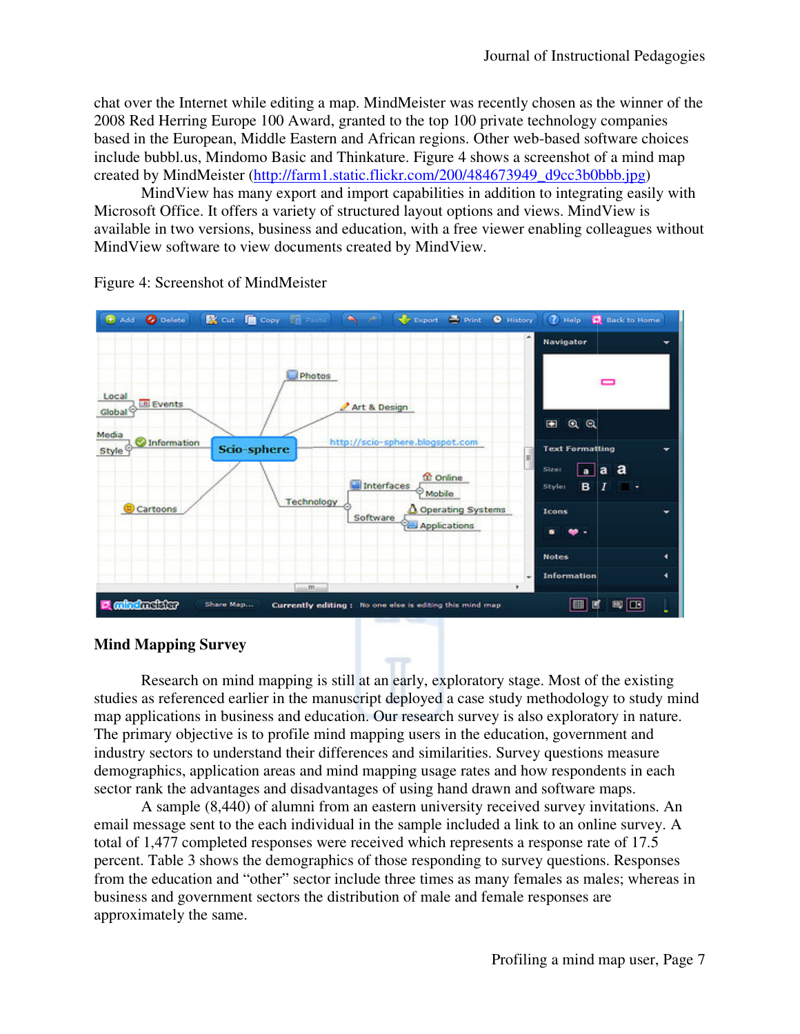chat over the Internet while editing a map. MindMeister was recently chosen as the winner of the 2008 Red Herring Europe 100 Award, granted to the top 100 private technology companies based in the European, Middle Eastern and African regions. Other web-based software choices include bubbl.us, Mindomo Basic and Thinkature. Figure 4 shows a screenshot of a mind map created by MindMeister (http://farm1.static.flickr.com/200/484673949_d9cc3b0bbb.jpg)

MindView has many export and import capabilities in addition to integrating easily with Microsoft Office. It offers a variety of structured layout options and views. MindView is available in two versions, business and education, with a free viewer enabling colleagues without MindView software to view documents created by MindView.

Figure 4: Screenshot of MindMeister

## Mind Mapping Survey

Research on mind mapping is still at an early, exploratory stage. Most of the existing studies as referenced earlier in the manuscript deployed a case study methodology to study mind map applications in business and education. Our research survey is also exploratory in nature. The primary objective is to profile mind mapping users in the education, government and industry sectors to understand their differences and similarities. Survey questions measure demographics, application areas and mind mapping usage rates and how respondents in each sector rank the advantages and disadvantages of using hand drawn and software maps.

A sample (8,440) of alumni from an eastern university received survey invitations. An email message sent to the each individual in the sample included a link to an online survey. A total of 1,477 completed responses were received which represents a response rate of 17.5 percent. Table 3 shows the demographics of those responding to survey questions. Responses from the education and "other" sector include three times as many females as males; whereas in business and government sectors the distribution of male and female responses are approximately the same.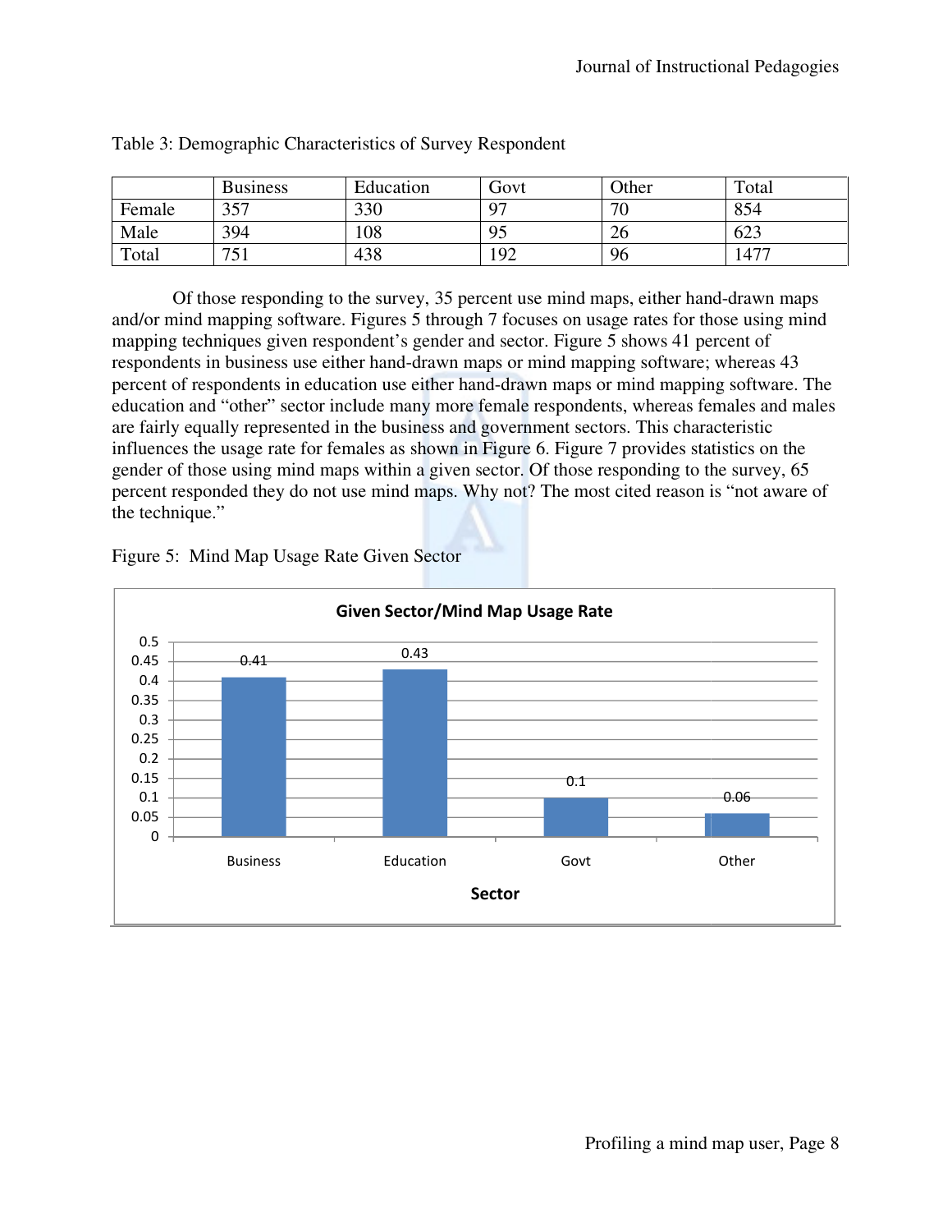Table 3: Demographic Characteristics of Survey Respondent

| | Business | Education | Govt | Other | Total |
|---|---|---|---|---|---|
| Female | 357 | 330 | 97 | 70 | 854 |
| Male | 394 | 108 | 95 | 26 | 623 |
| Total | 751 | 438 | 192 | 96 | 1477 |

Of those responding to the survey, 35 percent use mind maps, either hand-drawn maps and/or mind mapping software. Figures 5 through 7 focuses on usage rates for those using mind mapping techniques given respondent's gender and sector. Figure 5 shows 41 percent of respondents in business use either hand-drawn maps or mind mapping software; whereas 43 percent of respondents in education use either hand-drawn maps or mind mapping software. The education and "other" sector include many more female respondents, whereas females and males are fairly equally represented in the business and government sectors. This characteristic influences the usage rate for females as shown in Figure 6. Figure 7 provides statistics on the gender of those using mind maps within a given sector. Of those responding to the survey, 65 percent responded they do not use mind maps. Why not? The most cited reason is "not aware of the technique."

Figure 5: Mind Map Usage Rate Given Sector

**Given Sector/Mind Map Usage Rate**

| Sector | Usage Rate |
|---|---|
| Business | 0.41 |
| Education | 0.43 |
| Govt | 0.1 |
| Other | 0.06 |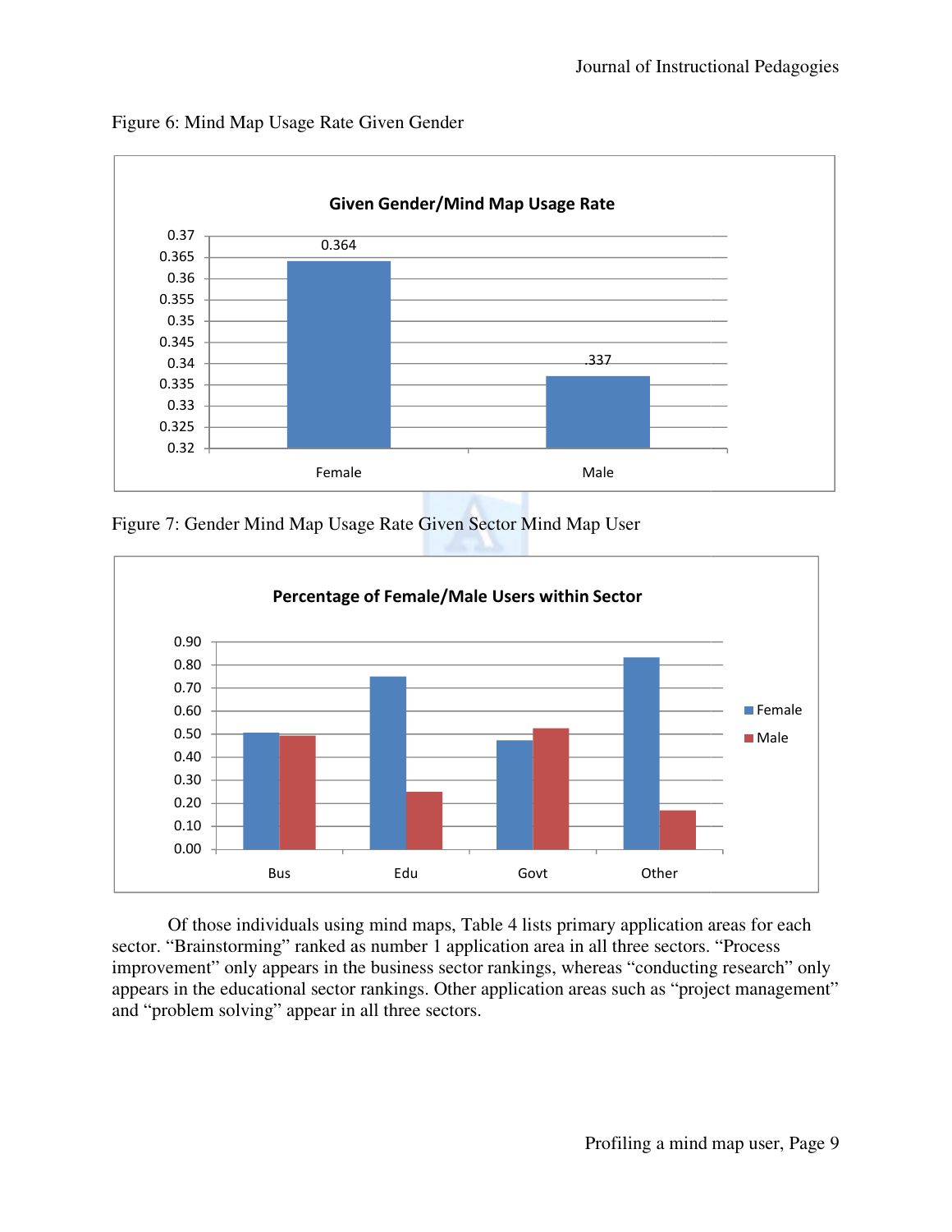Figure 6: Mind Map Usage Rate Given Gender

Figure 7: Gender Mind Map Usage Rate Given Sector Mind Map User

Of those individuals using mind maps, Table 4 lists primary application areas for each sector. “Brainstorming” ranked as number 1 application area in all three sectors. “Process improvement” only appears in the business sector rankings, whereas “conducting research” only appears in the educational sector rankings. Other application areas such as “project management” and “problem solving” appear in all three sectors.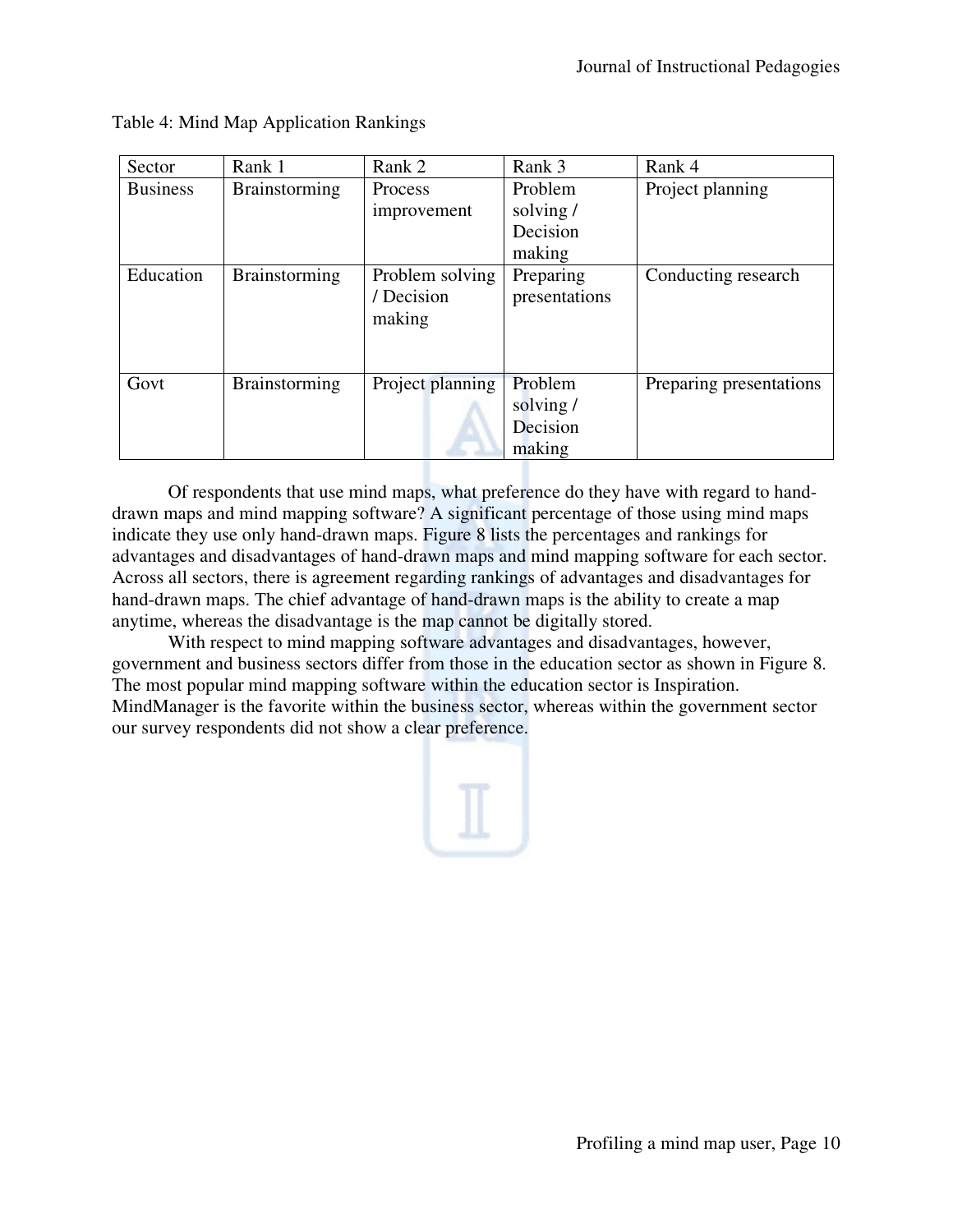Table 4: Mind Map Application Rankings

| Sector | Rank 1 | Rank 2 | Rank 3 | Rank 4 |
| --- | --- | --- | --- | --- |
| Business | Brainstorming | Process improvement | Problem solving / Decision making | Project planning |
| Education | Brainstorming | Problem solving / Decision making | Preparing presentations | Conducting research |
| Govt | Brainstorming | Project planning | Problem solving / Decision making | Preparing presentations |

Of respondents that use mind maps, what preference do they have with regard to hand-drawn maps and mind mapping software? A significant percentage of those using mind maps indicate they use only hand-drawn maps. Figure 8 lists the percentages and rankings for advantages and disadvantages of hand-drawn maps and mind mapping software for each sector. Across all sectors, there is agreement regarding rankings of advantages and disadvantages for hand-drawn maps. The chief advantage of hand-drawn maps is the ability to create a map anytime, whereas the disadvantage is the map cannot be digitally stored.

With respect to mind mapping software advantages and disadvantages, however, government and business sectors differ from those in the education sector as shown in Figure 8. The most popular mind mapping software within the education sector is Inspiration. MindManager is the favorite within the business sector, whereas within the government sector our survey respondents did not show a clear preference.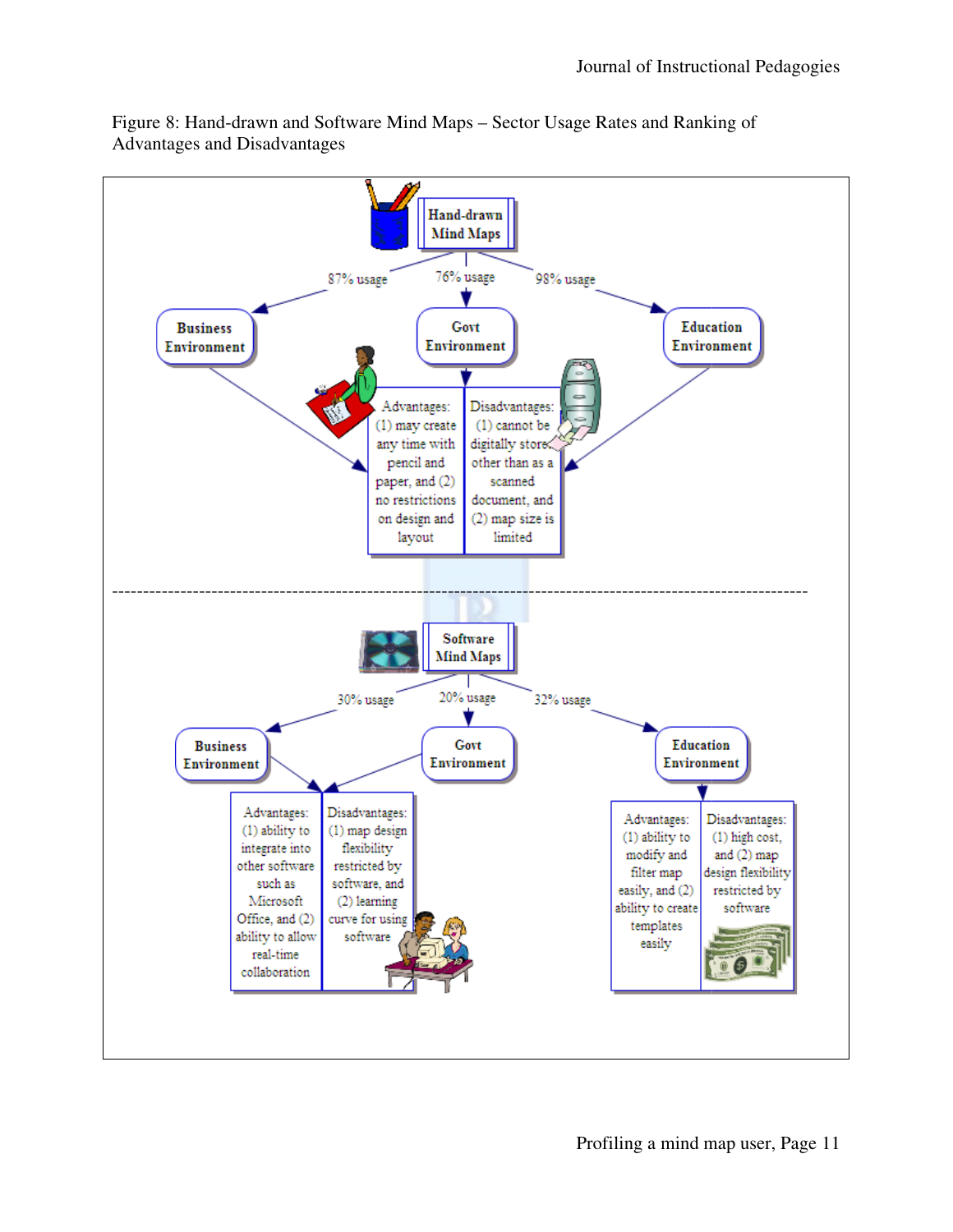Figure 8: Hand-drawn and Software Mind Maps – Sector Usage Rates and Ranking of Advantages and Disadvantages

**Hand-drawn Mind Maps**

- 87% usage → Business Environment
- 76% usage → Govt Environment
- 98% usage → Education Environment

Advantages: (1) may create any time with pencil and paper, and (2) no restrictions on design and layout

Disadvantages: (1) cannot be digitally stored other than as a scanned document, and (2) map size is limited

---

**Software Mind Maps**

- 30% usage → Business Environment
- 20% usage → Govt Environment
- 32% usage → Education Environment

Business and Govt Environment:

Advantages: (1) ability to integrate into other software such as Microsoft Office, and (2) ability to allow real-time collaboration

Disadvantages: (1) map design flexibility restricted by software, and (2) learning curve for using software

Education Environment:

Advantages: (1) ability to modify and filter map easily, and (2) ability to create templates easily

Disadvantages: (1) high cost, and (2) map design flexibility restricted by software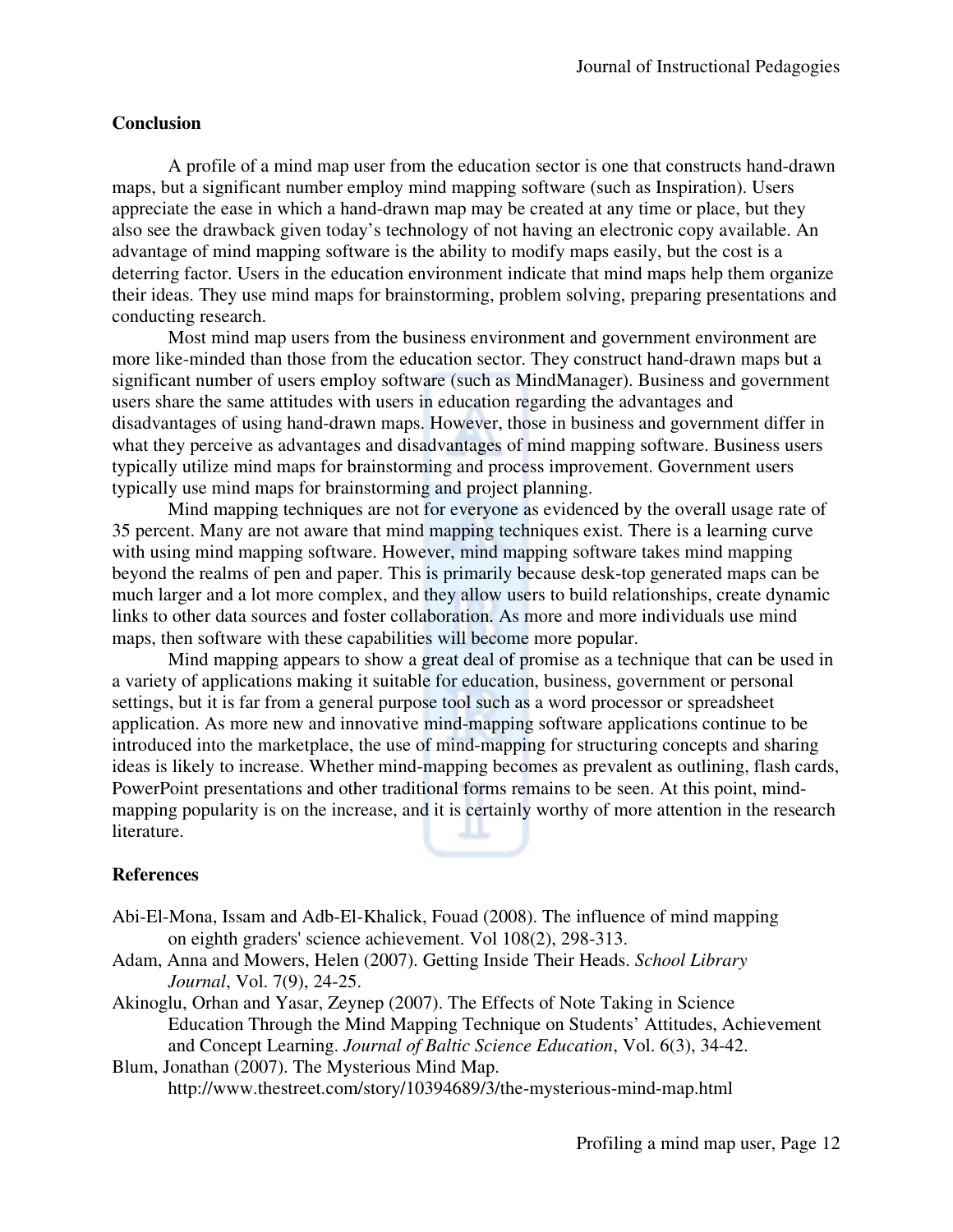## Conclusion

A profile of a mind map user from the education sector is one that constructs hand-drawn maps, but a significant number employ mind mapping software (such as Inspiration). Users appreciate the ease in which a hand-drawn map may be created at any time or place, but they also see the drawback given today's technology of not having an electronic copy available. An advantage of mind mapping software is the ability to modify maps easily, but the cost is a deterring factor. Users in the education environment indicate that mind maps help them organize their ideas. They use mind maps for brainstorming, problem solving, preparing presentations and conducting research.

Most mind map users from the business environment and government environment are more like-minded than those from the education sector. They construct hand-drawn maps but a significant number of users employ software (such as MindManager). Business and government users share the same attitudes with users in education regarding the advantages and disadvantages of using hand-drawn maps. However, those in business and government differ in what they perceive as advantages and disadvantages of mind mapping software. Business users typically utilize mind maps for brainstorming and process improvement. Government users typically use mind maps for brainstorming and project planning.

Mind mapping techniques are not for everyone as evidenced by the overall usage rate of 35 percent. Many are not aware that mind mapping techniques exist. There is a learning curve with using mind mapping software. However, mind mapping software takes mind mapping beyond the realms of pen and paper. This is primarily because desk-top generated maps can be much larger and a lot more complex, and they allow users to build relationships, create dynamic links to other data sources and foster collaboration. As more and more individuals use mind maps, then software with these capabilities will become more popular.

Mind mapping appears to show a great deal of promise as a technique that can be used in a variety of applications making it suitable for education, business, government or personal settings, but it is far from a general purpose tool such as a word processor or spreadsheet application. As more new and innovative mind-mapping software applications continue to be introduced into the marketplace, the use of mind-mapping for structuring concepts and sharing ideas is likely to increase. Whether mind-mapping becomes as prevalent as outlining, flash cards, PowerPoint presentations and other traditional forms remains to be seen. At this point, mind-mapping popularity is on the increase, and it is certainly worthy of more attention in the research literature.

## References

Abi-El-Mona, Issam and Adb-El-Khalick, Fouad (2008). The influence of mind mapping on eighth graders' science achievement. Vol 108(2), 298-313.

Adam, Anna and Mowers, Helen (2007). Getting Inside Their Heads. *School Library Journal*, Vol. 7(9), 24-25.

Akinoglu, Orhan and Yasar, Zeynep (2007). The Effects of Note Taking in Science Education Through the Mind Mapping Technique on Students' Attitudes, Achievement and Concept Learning. *Journal of Baltic Science Education*, Vol. 6(3), 34-42.

Blum, Jonathan (2007). The Mysterious Mind Map. http://www.thestreet.com/story/10394689/3/the-mysterious-mind-map.html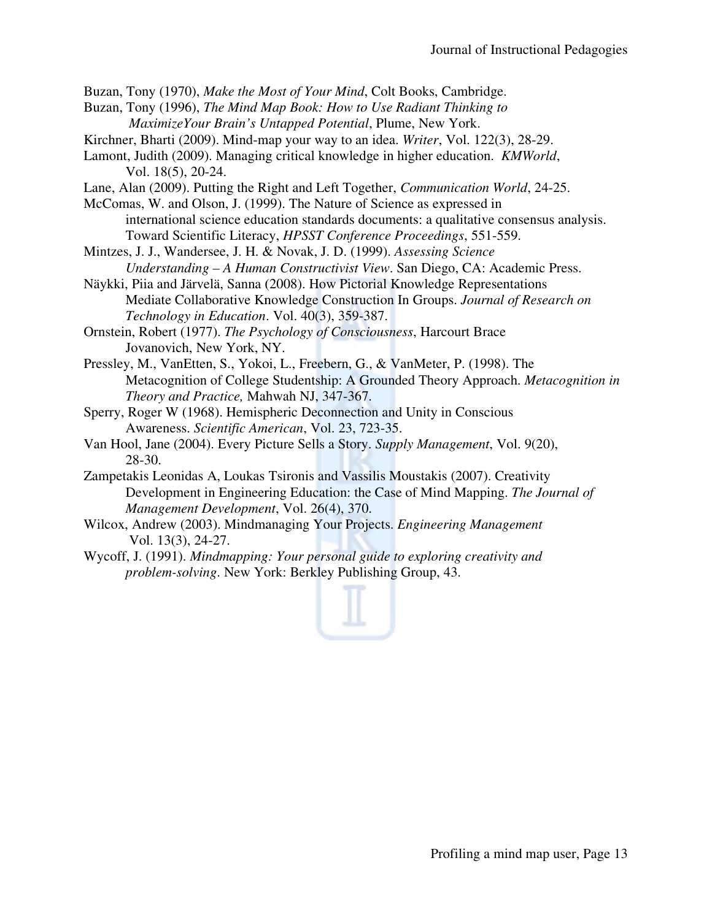Buzan, Tony (1970), *Make the Most of Your Mind*, Colt Books, Cambridge.

Buzan, Tony (1996), *The Mind Map Book: How to Use Radiant Thinking to MaximizeYour Brain's Untapped Potential*, Plume, New York.

Kirchner, Bharti (2009). Mind-map your way to an idea. *Writer*, Vol. 122(3), 28-29.

Lamont, Judith (2009). Managing critical knowledge in higher education. *KMWorld*, Vol. 18(5), 20-24.

Lane, Alan (2009). Putting the Right and Left Together, *Communication World*, 24-25.

McComas, W. and Olson, J. (1999). The Nature of Science as expressed in international science education standards documents: a qualitative consensus analysis. Toward Scientific Literacy, *HPSST Conference Proceedings*, 551-559.

Mintzes, J. J., Wandersee, J. H. & Novak, J. D. (1999). *Assessing Science Understanding – A Human Constructivist View*. San Diego, CA: Academic Press.

Näykki, Piia and Järvelä, Sanna (2008). How Pictorial Knowledge Representations Mediate Collaborative Knowledge Construction In Groups. *Journal of Research on Technology in Education*. Vol. 40(3), 359-387.

Ornstein, Robert (1977). *The Psychology of Consciousness*, Harcourt Brace Jovanovich, New York, NY.

Pressley, M., VanEtten, S., Yokoi, L., Freebern, G., & VanMeter, P. (1998). The Metacognition of College Studentship: A Grounded Theory Approach. *Metacognition in Theory and Practice,* Mahwah NJ, 347-367.

Sperry, Roger W (1968). Hemispheric Deconnection and Unity in Conscious Awareness. *Scientific American*, Vol. 23, 723-35.

Van Hool, Jane (2004). Every Picture Sells a Story. *Supply Management*, Vol. 9(20), 28-30.

Zampetakis Leonidas A, Loukas Tsironis and Vassilis Moustakis (2007). Creativity Development in Engineering Education: the Case of Mind Mapping. *The Journal of Management Development*, Vol. 26(4), 370.

Wilcox, Andrew (2003). Mindmanaging Your Projects. *Engineering Management* Vol. 13(3), 24-27.

Wycoff, J. (1991). *Mindmapping: Your personal guide to exploring creativity and problem-solving*. New York: Berkley Publishing Group, 43.